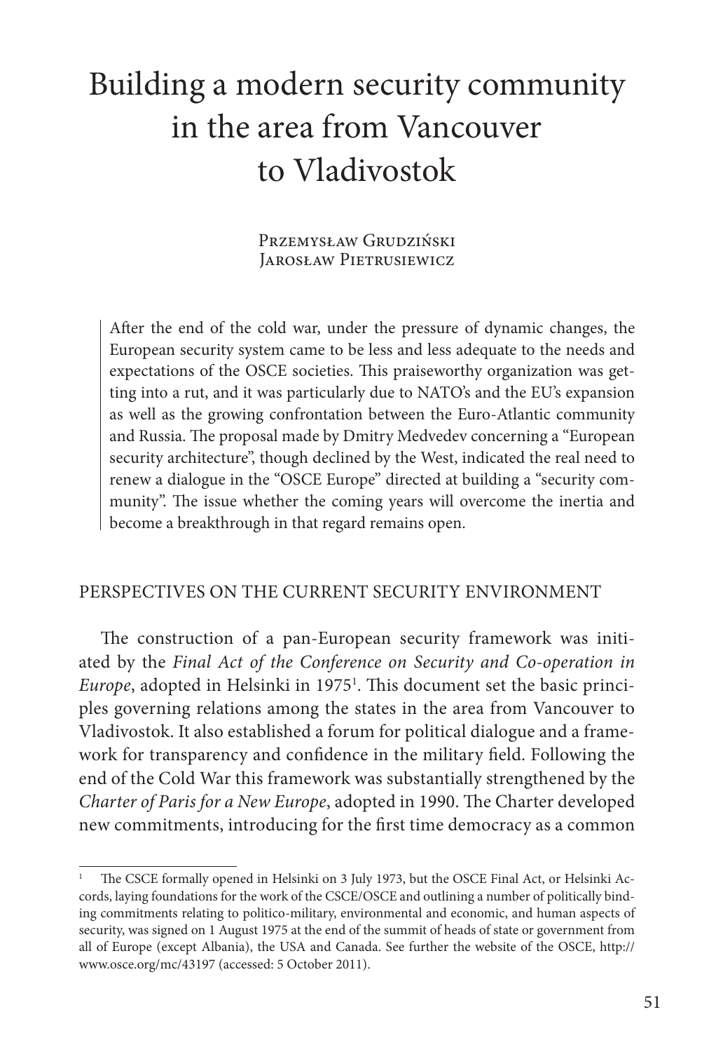# Building a modern security community in the area from Vancouver to Vladivostok

Przemysław Grudziński
Jarosław Pietrusiewicz

> After the end of the cold war, under the pressure of dynamic changes, the European security system came to be less and less adequate to the needs and expectations of the OSCE societies. This praiseworthy organization was getting into a rut, and it was particularly due to NATO's and the EU's expansion as well as the growing confrontation between the Euro-Atlantic community and Russia. The proposal made by Dmitry Medvedev concerning a "European security architecture", though declined by the West, indicated the real need to renew a dialogue in the "OSCE Europe" directed at building a "security community". The issue whether the coming years will overcome the inertia and become a breakthrough in that regard remains open.

## PERSPECTIVES ON THE CURRENT SECURITY ENVIRONMENT

The construction of a pan-European security framework was initiated by the *Final Act of the Conference on Security and Co-operation in Europe*, adopted in Helsinki in 1975[1]. This document set the basic principles governing relations among the states in the area from Vancouver to Vladivostok. It also established a forum for political dialogue and a framework for transparency and confidence in the military field. Following the end of the Cold War this framework was substantially strengthened by the *Charter of Paris for a New Europe*, adopted in 1990. The Charter developed new commitments, introducing for the first time democracy as a common

---

[1] The CSCE formally opened in Helsinki on 3 July 1973, but the OSCE Final Act, or Helsinki Accords, laying foundations for the work of the CSCE/OSCE and outlining a number of politically binding commitments relating to politico-military, environmental and economic, and human aspects of security, was signed on 1 August 1975 at the end of the summit of heads of state or government from all of Europe (except Albania), the USA and Canada. See further the website of the OSCE, http://www.osce.org/mc/43197 (accessed: 5 October 2011).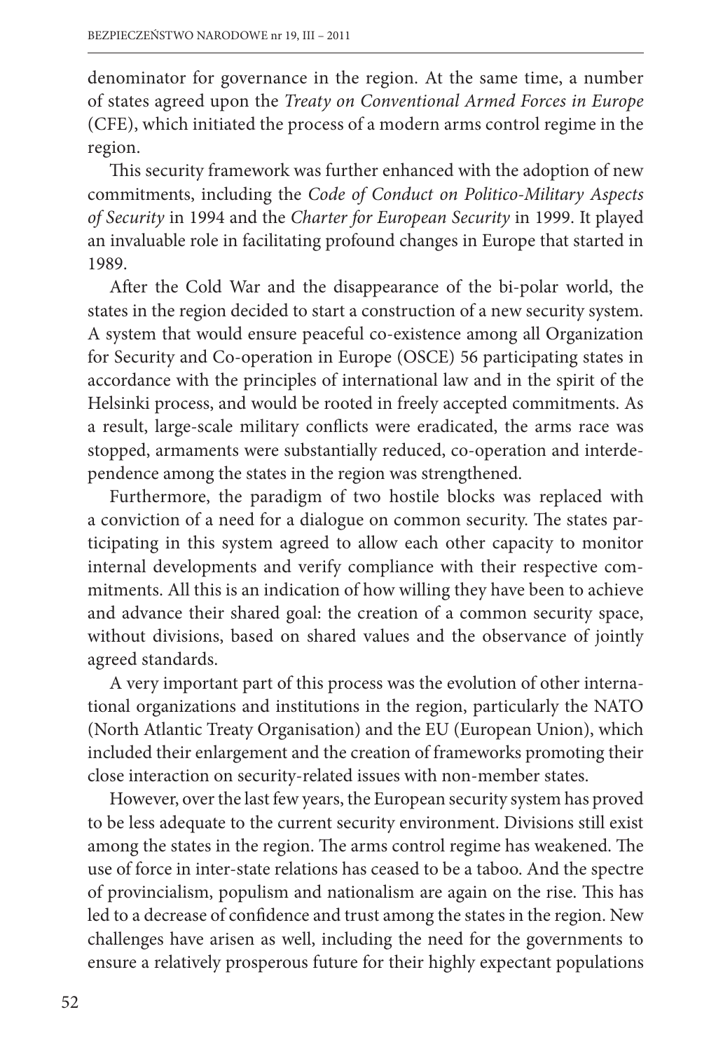denominator for governance in the region. At the same time, a number of states agreed upon the *Treaty on Conventional Armed Forces in Europe* (CFE), which initiated the process of a modern arms control regime in the region.

This security framework was further enhanced with the adoption of new commitments, including the *Code of Conduct on Politico-Military Aspects of Security* in 1994 and the *Charter for European Security* in 1999. It played an invaluable role in facilitating profound changes in Europe that started in 1989.

After the Cold War and the disappearance of the bi-polar world, the states in the region decided to start a construction of a new security system. A system that would ensure peaceful co-existence among all Organization for Security and Co-operation in Europe (OSCE) 56 participating states in accordance with the principles of international law and in the spirit of the Helsinki process, and would be rooted in freely accepted commitments. As a result, large-scale military conflicts were eradicated, the arms race was stopped, armaments were substantially reduced, co-operation and interdependence among the states in the region was strengthened.

Furthermore, the paradigm of two hostile blocks was replaced with a conviction of a need for a dialogue on common security. The states participating in this system agreed to allow each other capacity to monitor internal developments and verify compliance with their respective commitments. All this is an indication of how willing they have been to achieve and advance their shared goal: the creation of a common security space, without divisions, based on shared values and the observance of jointly agreed standards.

A very important part of this process was the evolution of other international organizations and institutions in the region, particularly the NATO (North Atlantic Treaty Organisation) and the EU (European Union), which included their enlargement and the creation of frameworks promoting their close interaction on security-related issues with non-member states.

However, over the last few years, the European security system has proved to be less adequate to the current security environment. Divisions still exist among the states in the region. The arms control regime has weakened. The use of force in inter-state relations has ceased to be a taboo. And the spectre of provincialism, populism and nationalism are again on the rise. This has led to a decrease of confidence and trust among the states in the region. New challenges have arisen as well, including the need for the governments to ensure a relatively prosperous future for their highly expectant populations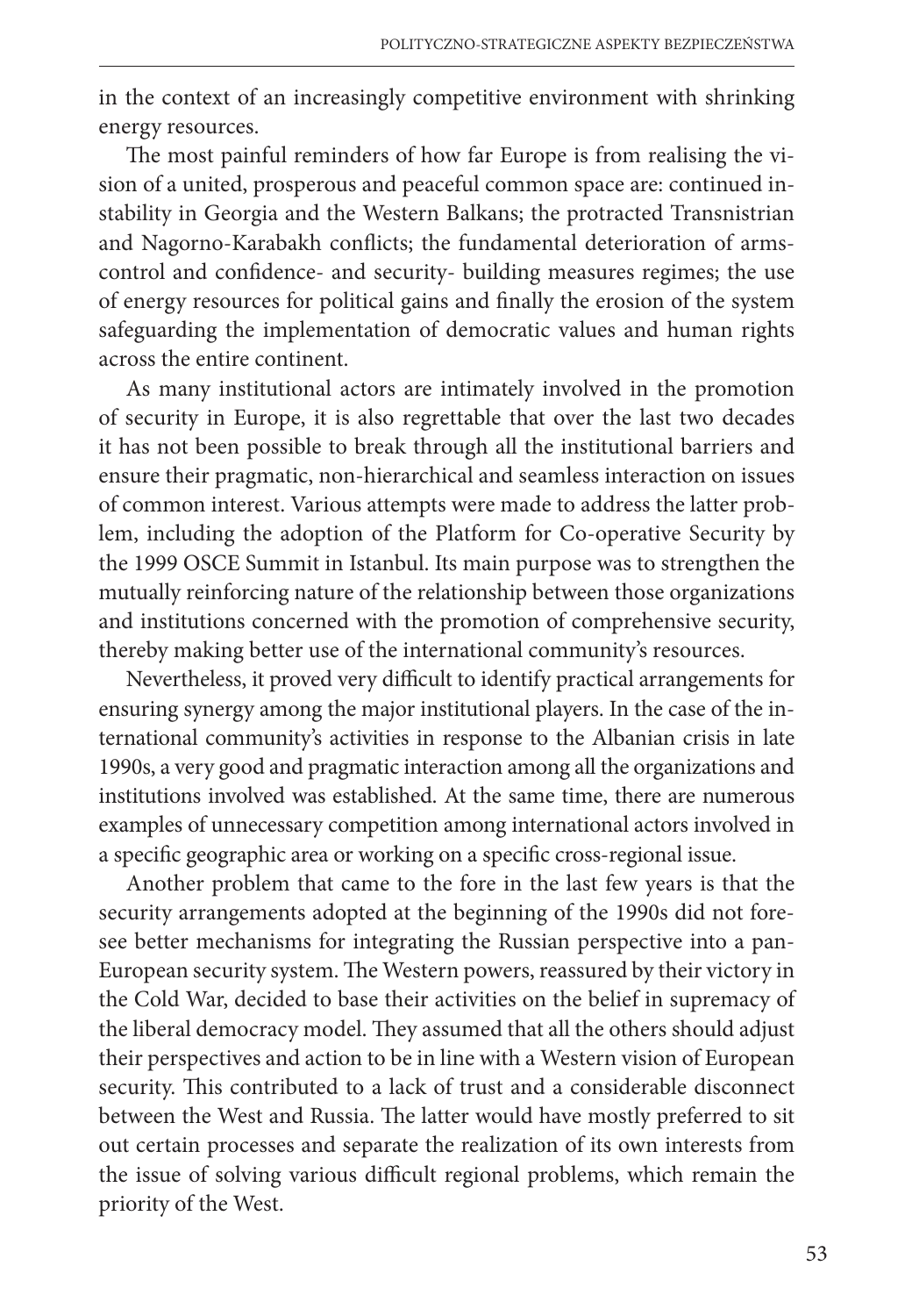in the context of an increasingly competitive environment with shrinking energy resources.

The most painful reminders of how far Europe is from realising the vision of a united, prosperous and peaceful common space are: continued instability in Georgia and the Western Balkans; the protracted Transnistrian and Nagorno-Karabakh conflicts; the fundamental deterioration of arms-control and confidence- and security- building measures regimes; the use of energy resources for political gains and finally the erosion of the system safeguarding the implementation of democratic values and human rights across the entire continent.

As many institutional actors are intimately involved in the promotion of security in Europe, it is also regrettable that over the last two decades it has not been possible to break through all the institutional barriers and ensure their pragmatic, non-hierarchical and seamless interaction on issues of common interest. Various attempts were made to address the latter problem, including the adoption of the Platform for Co-operative Security by the 1999 OSCE Summit in Istanbul. Its main purpose was to strengthen the mutually reinforcing nature of the relationship between those organizations and institutions concerned with the promotion of comprehensive security, thereby making better use of the international community's resources.

Nevertheless, it proved very difficult to identify practical arrangements for ensuring synergy among the major institutional players. In the case of the international community's activities in response to the Albanian crisis in late 1990s, a very good and pragmatic interaction among all the organizations and institutions involved was established. At the same time, there are numerous examples of unnecessary competition among international actors involved in a specific geographic area or working on a specific cross-regional issue.

Another problem that came to the fore in the last few years is that the security arrangements adopted at the beginning of the 1990s did not foresee better mechanisms for integrating the Russian perspective into a pan-European security system. The Western powers, reassured by their victory in the Cold War, decided to base their activities on the belief in supremacy of the liberal democracy model. They assumed that all the others should adjust their perspectives and action to be in line with a Western vision of European security. This contributed to a lack of trust and a considerable disconnect between the West and Russia. The latter would have mostly preferred to sit out certain processes and separate the realization of its own interests from the issue of solving various difficult regional problems, which remain the priority of the West.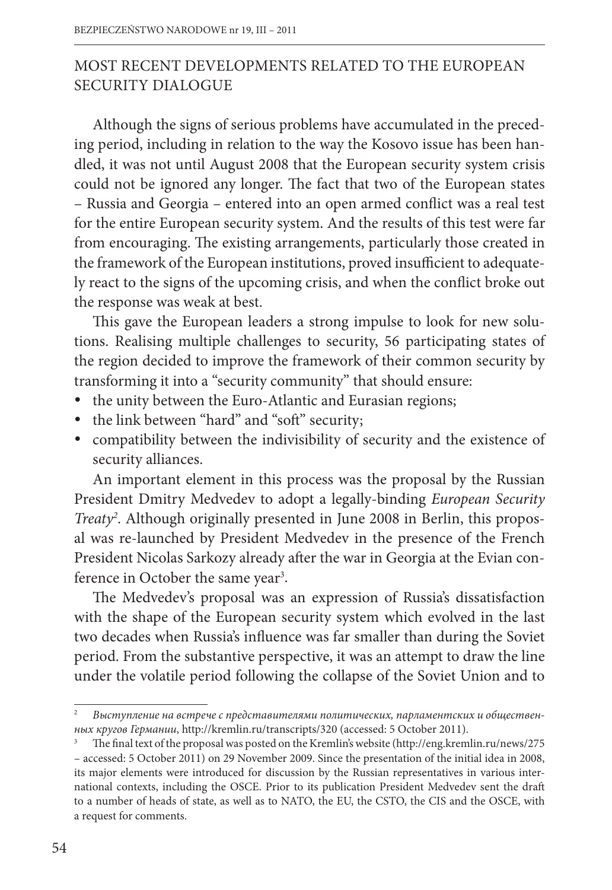## MOST RECENT DEVELOPMENTS RELATED TO THE EUROPEAN SECURITY DIALOGUE

Although the signs of serious problems have accumulated in the preceding period, including in relation to the way the Kosovo issue has been handled, it was not until August 2008 that the European security system crisis could not be ignored any longer. The fact that two of the European states – Russia and Georgia – entered into an open armed conflict was a real test for the entire European security system. And the results of this test were far from encouraging. The existing arrangements, particularly those created in the framework of the European institutions, proved insufficient to adequately react to the signs of the upcoming crisis, and when the conflict broke out the response was weak at best.

This gave the European leaders a strong impulse to look for new solutions. Realising multiple challenges to security, 56 participating states of the region decided to improve the framework of their common security by transforming it into a "security community" that should ensure:

- the unity between the Euro-Atlantic and Eurasian regions;
- the link between "hard" and "soft" security;
- compatibility between the indivisibility of security and the existence of security alliances.

An important element in this process was the proposal by the Russian President Dmitry Medvedev to adopt a legally-binding *European Security Treaty*[2]. Although originally presented in June 2008 in Berlin, this proposal was re-launched by President Medvedev in the presence of the French President Nicolas Sarkozy already after the war in Georgia at the Evian conference in October the same year[3].

The Medvedev's proposal was an expression of Russia's dissatisfaction with the shape of the European security system which evolved in the last two decades when Russia's influence was far smaller than during the Soviet period. From the substantive perspective, it was an attempt to draw the line under the volatile period following the collapse of the Soviet Union and to

---

[2] *Выступление на встрече с представителями политических, парламентских и общественных кругов Германии*, http://kremlin.ru/transcripts/320 (accessed: 5 October 2011).

[3] The final text of the proposal was posted on the Kremlin's website (http://eng.kremlin.ru/news/275 – accessed: 5 October 2011) on 29 November 2009. Since the presentation of the initial idea in 2008, its major elements were introduced for discussion by the Russian representatives in various international contexts, including the OSCE. Prior to its publication President Medvedev sent the draft to a number of heads of state, as well as to NATO, the EU, the CSTO, the CIS and the OSCE, with a request for comments.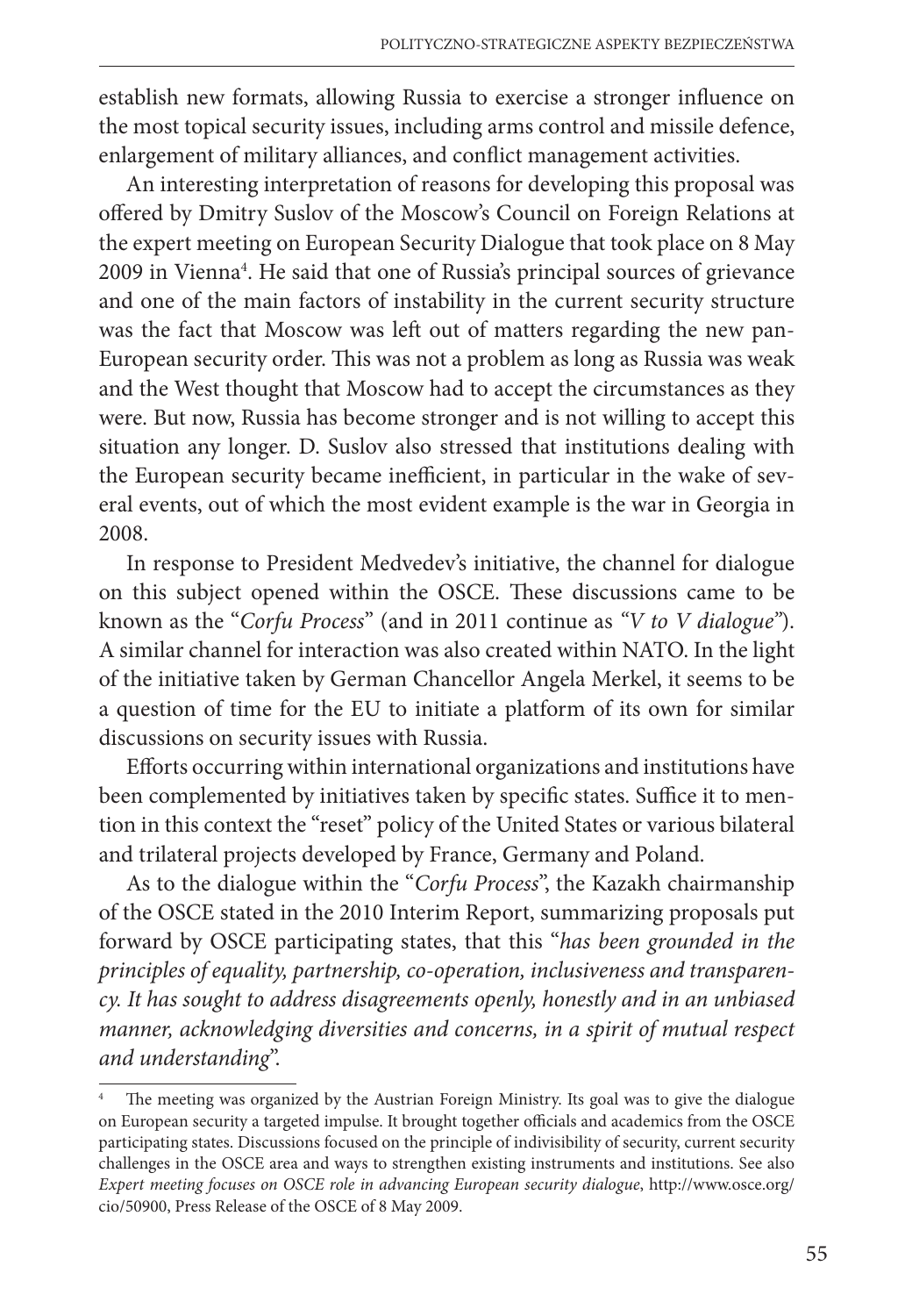establish new formats, allowing Russia to exercise a stronger influence on the most topical security issues, including arms control and missile defence, enlargement of military alliances, and conflict management activities.

An interesting interpretation of reasons for developing this proposal was offered by Dmitry Suslov of the Moscow's Council on Foreign Relations at the expert meeting on European Security Dialogue that took place on 8 May 2009 in Vienna[4]. He said that one of Russia's principal sources of grievance and one of the main factors of instability in the current security structure was the fact that Moscow was left out of matters regarding the new pan-European security order. This was not a problem as long as Russia was weak and the West thought that Moscow had to accept the circumstances as they were. But now, Russia has become stronger and is not willing to accept this situation any longer. D. Suslov also stressed that institutions dealing with the European security became inefficient, in particular in the wake of several events, out of which the most evident example is the war in Georgia in 2008.

In response to President Medvedev's initiative, the channel for dialogue on this subject opened within the OSCE. These discussions came to be known as the "*Corfu Process*" (and in 2011 continue as "*V to V dialogue*"). A similar channel for interaction was also created within NATO. In the light of the initiative taken by German Chancellor Angela Merkel, it seems to be a question of time for the EU to initiate a platform of its own for similar discussions on security issues with Russia.

Efforts occurring within international organizations and institutions have been complemented by initiatives taken by specific states. Suffice it to mention in this context the "reset" policy of the United States or various bilateral and trilateral projects developed by France, Germany and Poland.

As to the dialogue within the "*Corfu Process*", the Kazakh chairmanship of the OSCE stated in the 2010 Interim Report, summarizing proposals put forward by OSCE participating states, that this "*has been grounded in the principles of equality, partnership, co-operation, inclusiveness and transparency. It has sought to address disagreements openly, honestly and in an unbiased manner, acknowledging diversities and concerns, in a spirit of mutual respect and understanding*".

---

[4] The meeting was organized by the Austrian Foreign Ministry. Its goal was to give the dialogue on European security a targeted impulse. It brought together officials and academics from the OSCE participating states. Discussions focused on the principle of indivisibility of security, current security challenges in the OSCE area and ways to strengthen existing instruments and institutions. See also *Expert meeting focuses on OSCE role in advancing European security dialogue*, http://www.osce.org/cio/50900, Press Release of the OSCE of 8 May 2009.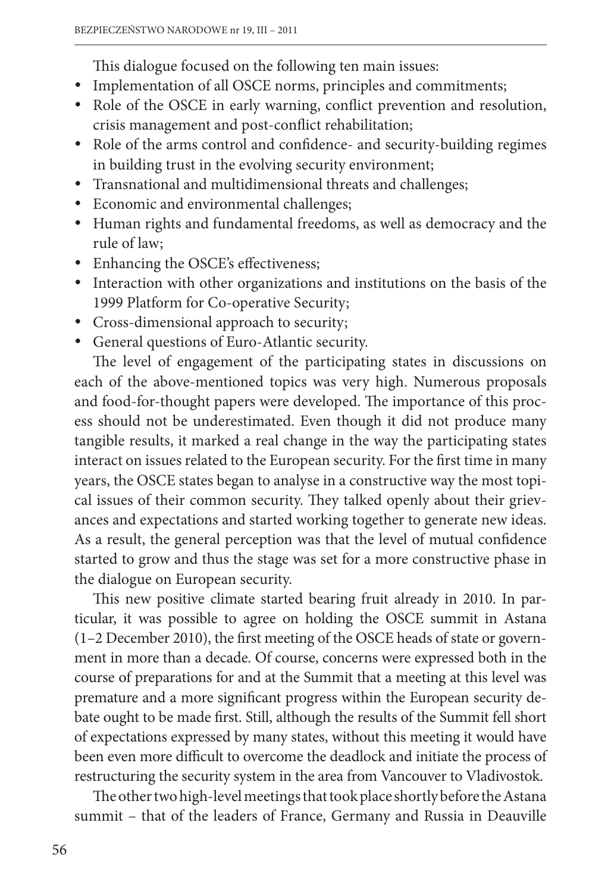This dialogue focused on the following ten main issues:

- Implementation of all OSCE norms, principles and commitments;
- Role of the OSCE in early warning, conflict prevention and resolution, crisis management and post-conflict rehabilitation;
- Role of the arms control and confidence- and security-building regimes in building trust in the evolving security environment;
- Transnational and multidimensional threats and challenges;
- Economic and environmental challenges;
- Human rights and fundamental freedoms, as well as democracy and the rule of law;
- Enhancing the OSCE's effectiveness;
- Interaction with other organizations and institutions on the basis of the 1999 Platform for Co-operative Security;
- Cross-dimensional approach to security;
- General questions of Euro-Atlantic security.

The level of engagement of the participating states in discussions on each of the above-mentioned topics was very high. Numerous proposals and food-for-thought papers were developed. The importance of this process should not be underestimated. Even though it did not produce many tangible results, it marked a real change in the way the participating states interact on issues related to the European security. For the first time in many years, the OSCE states began to analyse in a constructive way the most topical issues of their common security. They talked openly about their grievances and expectations and started working together to generate new ideas. As a result, the general perception was that the level of mutual confidence started to grow and thus the stage was set for a more constructive phase in the dialogue on European security.

This new positive climate started bearing fruit already in 2010. In particular, it was possible to agree on holding the OSCE summit in Astana (1–2 December 2010), the first meeting of the OSCE heads of state or government in more than a decade. Of course, concerns were expressed both in the course of preparations for and at the Summit that a meeting at this level was premature and a more significant progress within the European security debate ought to be made first. Still, although the results of the Summit fell short of expectations expressed by many states, without this meeting it would have been even more difficult to overcome the deadlock and initiate the process of restructuring the security system in the area from Vancouver to Vladivostok.

The other two high-level meetings that took place shortly before the Astana summit – that of the leaders of France, Germany and Russia in Deauville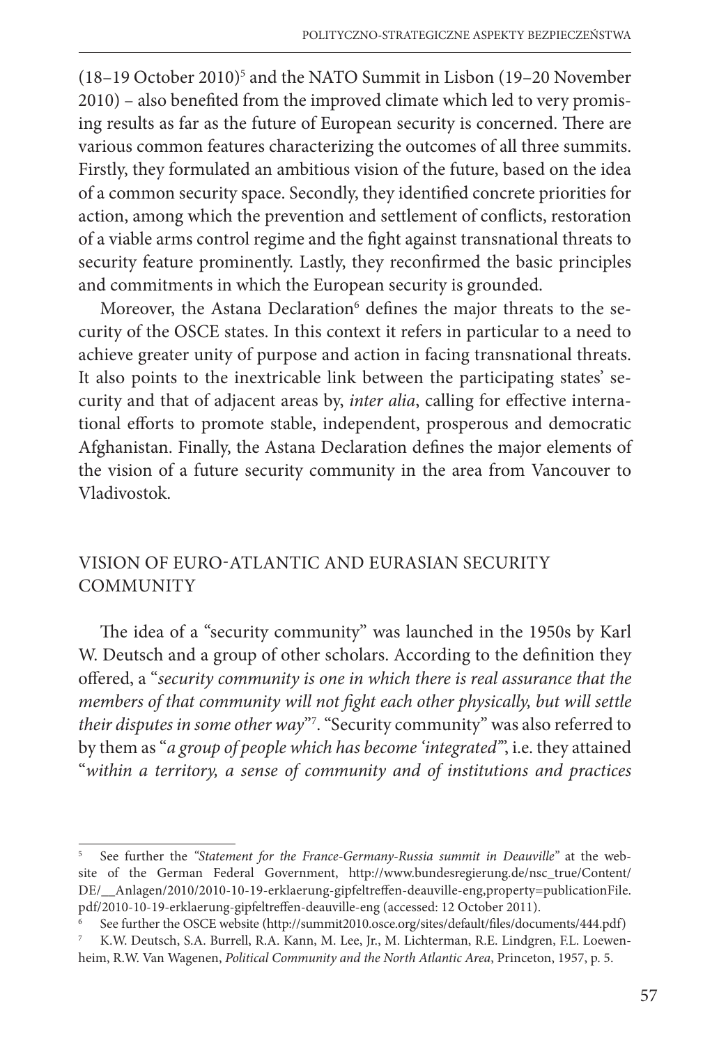(18–19 October 2010)[5] and the NATO Summit in Lisbon (19–20 November 2010) – also benefited from the improved climate which led to very promising results as far as the future of European security is concerned. There are various common features characterizing the outcomes of all three summits. Firstly, they formulated an ambitious vision of the future, based on the idea of a common security space. Secondly, they identified concrete priorities for action, among which the prevention and settlement of conflicts, restoration of a viable arms control regime and the fight against transnational threats to security feature prominently. Lastly, they reconfirmed the basic principles and commitments in which the European security is grounded.

Moreover, the Astana Declaration[6] defines the major threats to the security of the OSCE states. In this context it refers in particular to a need to achieve greater unity of purpose and action in facing transnational threats. It also points to the inextricable link between the participating states' security and that of adjacent areas by, *inter alia*, calling for effective international efforts to promote stable, independent, prosperous and democratic Afghanistan. Finally, the Astana Declaration defines the major elements of the vision of a future security community in the area from Vancouver to Vladivostok.

## VISION OF EURO-ATLANTIC AND EURASIAN SECURITY COMMUNITY

The idea of a "security community" was launched in the 1950s by Karl W. Deutsch and a group of other scholars. According to the definition they offered, a "*security community is one in which there is real assurance that the members of that community will not fight each other physically, but will settle their disputes in some other way*"[7]. "Security community" was also referred to by them as "*a group of people which has become 'integrated'*", i.e. they attained "*within a territory, a sense of community and of institutions and practices*

---

[5] See further the *"Statement for the France-Germany-Russia summit in Deauville"* at the website of the German Federal Government, http://www.bundesregierung.de/nsc_true/Content/DE/__Anlagen/2010/2010-10-19-erklaerung-gipfeltreffen-deauville-eng,property=publicationFile.pdf/2010-10-19-erklaerung-gipfeltreffen-deauville-eng (accessed: 12 October 2011).

[6] See further the OSCE website (http://summit2010.osce.org/sites/default/files/documents/444.pdf)

[7] K.W. Deutsch, S.A. Burrell, R.A. Kann, M. Lee, Jr., M. Lichterman, R.E. Lindgren, F.L. Loewenheim, R.W. Van Wagenen, *Political Community and the North Atlantic Area*, Princeton, 1957, p. 5.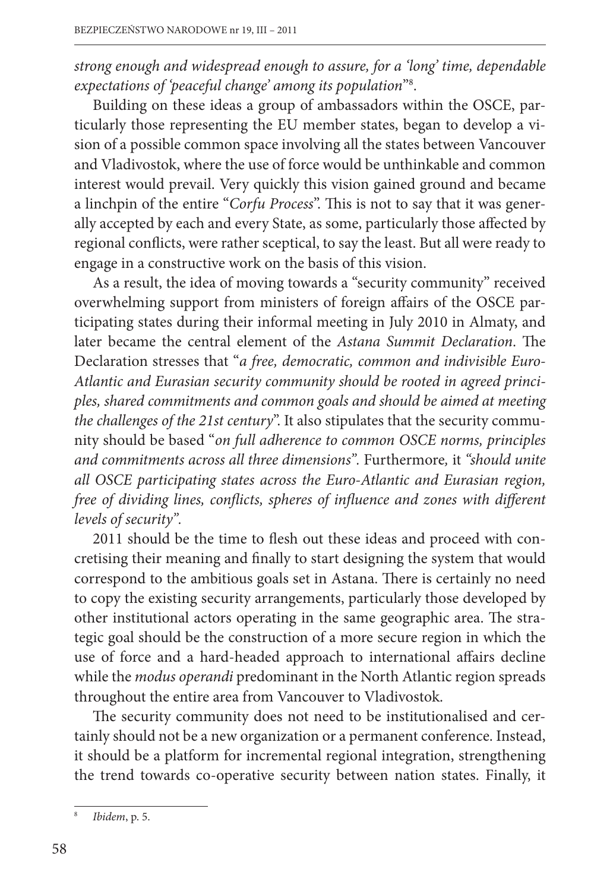*strong enough and widespread enough to assure, for a 'long' time, dependable expectations of 'peaceful change' among its population*"[8].

Building on these ideas a group of ambassadors within the OSCE, particularly those representing the EU member states, began to develop a vision of a possible common space involving all the states between Vancouver and Vladivostok, where the use of force would be unthinkable and common interest would prevail. Very quickly this vision gained ground and became a linchpin of the entire "*Corfu Process*". This is not to say that it was generally accepted by each and every State, as some, particularly those affected by regional conflicts, were rather sceptical, to say the least. But all were ready to engage in a constructive work on the basis of this vision.

As a result, the idea of moving towards a "security community" received overwhelming support from ministers of foreign affairs of the OSCE participating states during their informal meeting in July 2010 in Almaty, and later became the central element of the *Astana Summit Declaration*. The Declaration stresses that "*a free, democratic, common and indivisible Euro-Atlantic and Eurasian security community should be rooted in agreed principles, shared commitments and common goals and should be aimed at meeting the challenges of the 21st century*". It also stipulates that the security community should be based "*on full adherence to common OSCE norms, principles and commitments across all three dimensions*". Furthermore, it *"should unite all OSCE participating states across the Euro-Atlantic and Eurasian region, free of dividing lines, conflicts, spheres of influence and zones with different levels of security"*.

2011 should be the time to flesh out these ideas and proceed with concretising their meaning and finally to start designing the system that would correspond to the ambitious goals set in Astana. There is certainly no need to copy the existing security arrangements, particularly those developed by other institutional actors operating in the same geographic area. The strategic goal should be the construction of a more secure region in which the use of force and a hard-headed approach to international affairs decline while the *modus operandi* predominant in the North Atlantic region spreads throughout the entire area from Vancouver to Vladivostok.

The security community does not need to be institutionalised and certainly should not be a new organization or a permanent conference. Instead, it should be a platform for incremental regional integration, strengthening the trend towards co-operative security between nation states. Finally, it

[8] *Ibidem*, p. 5.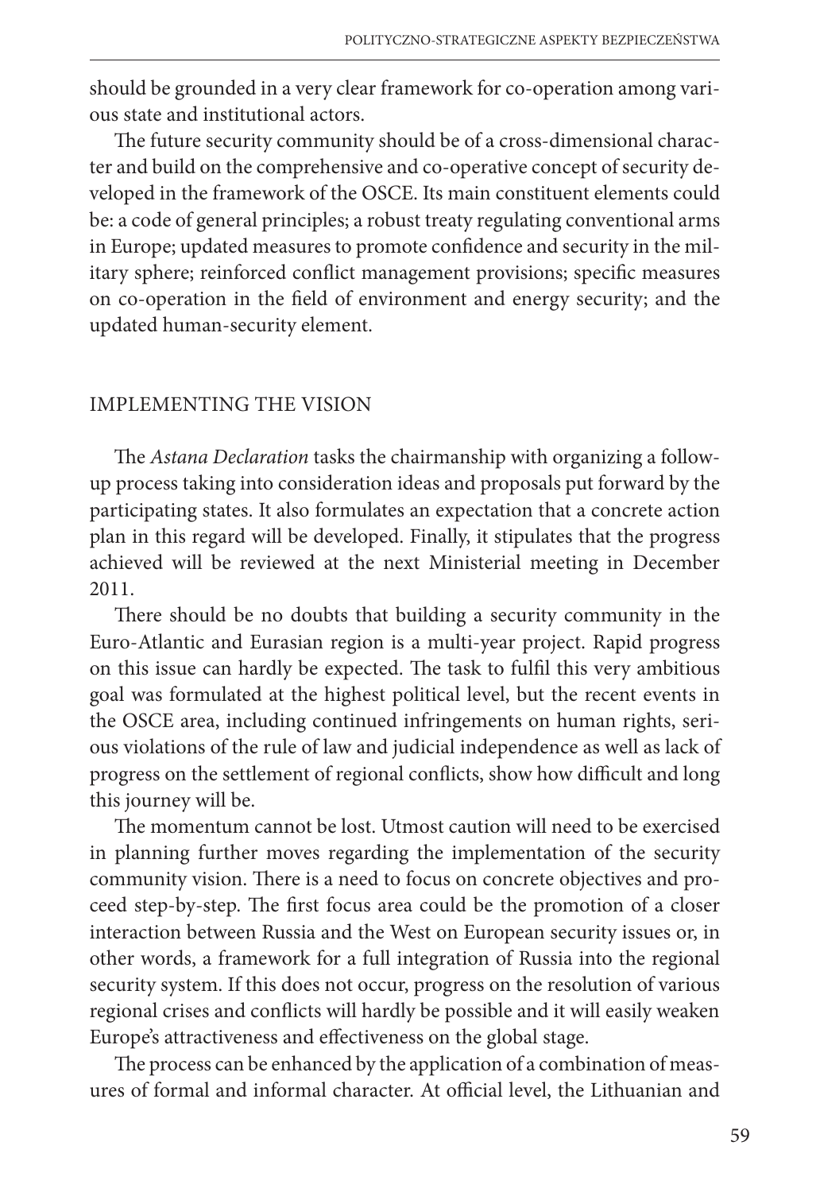should be grounded in a very clear framework for co-operation among various state and institutional actors.

The future security community should be of a cross-dimensional character and build on the comprehensive and co-operative concept of security developed in the framework of the OSCE. Its main constituent elements could be: a code of general principles; a robust treaty regulating conventional arms in Europe; updated measures to promote confidence and security in the military sphere; reinforced conflict management provisions; specific measures on co-operation in the field of environment and energy security; and the updated human-security element.

## IMPLEMENTING THE VISION

The *Astana Declaration* tasks the chairmanship with organizing a follow-up process taking into consideration ideas and proposals put forward by the participating states. It also formulates an expectation that a concrete action plan in this regard will be developed. Finally, it stipulates that the progress achieved will be reviewed at the next Ministerial meeting in December 2011.

There should be no doubts that building a security community in the Euro-Atlantic and Eurasian region is a multi-year project. Rapid progress on this issue can hardly be expected. The task to fulfil this very ambitious goal was formulated at the highest political level, but the recent events in the OSCE area, including continued infringements on human rights, serious violations of the rule of law and judicial independence as well as lack of progress on the settlement of regional conflicts, show how difficult and long this journey will be.

The momentum cannot be lost. Utmost caution will need to be exercised in planning further moves regarding the implementation of the security community vision. There is a need to focus on concrete objectives and proceed step-by-step. The first focus area could be the promotion of a closer interaction between Russia and the West on European security issues or, in other words, a framework for a full integration of Russia into the regional security system. If this does not occur, progress on the resolution of various regional crises and conflicts will hardly be possible and it will easily weaken Europe's attractiveness and effectiveness on the global stage.

The process can be enhanced by the application of a combination of measures of formal and informal character. At official level, the Lithuanian and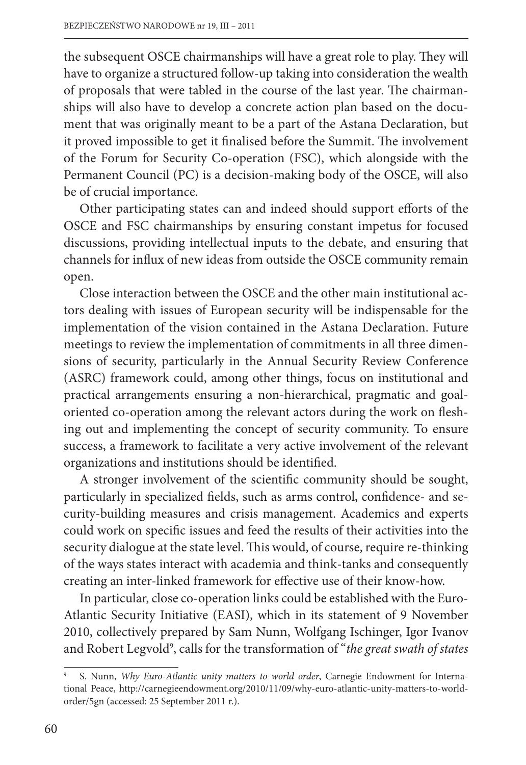the subsequent OSCE chairmanships will have a great role to play. They will have to organize a structured follow-up taking into consideration the wealth of proposals that were tabled in the course of the last year. The chairmanships will also have to develop a concrete action plan based on the document that was originally meant to be a part of the Astana Declaration, but it proved impossible to get it finalised before the Summit. The involvement of the Forum for Security Co-operation (FSC), which alongside with the Permanent Council (PC) is a decision-making body of the OSCE, will also be of crucial importance.

Other participating states can and indeed should support efforts of the OSCE and FSC chairmanships by ensuring constant impetus for focused discussions, providing intellectual inputs to the debate, and ensuring that channels for influx of new ideas from outside the OSCE community remain open.

Close interaction between the OSCE and the other main institutional actors dealing with issues of European security will be indispensable for the implementation of the vision contained in the Astana Declaration. Future meetings to review the implementation of commitments in all three dimensions of security, particularly in the Annual Security Review Conference (ASRC) framework could, among other things, focus on institutional and practical arrangements ensuring a non-hierarchical, pragmatic and goal-oriented co-operation among the relevant actors during the work on fleshing out and implementing the concept of security community. To ensure success, a framework to facilitate a very active involvement of the relevant organizations and institutions should be identified.

A stronger involvement of the scientific community should be sought, particularly in specialized fields, such as arms control, confidence- and security-building measures and crisis management. Academics and experts could work on specific issues and feed the results of their activities into the security dialogue at the state level. This would, of course, require re-thinking of the ways states interact with academia and think-tanks and consequently creating an inter-linked framework for effective use of their know-how.

In particular, close co-operation links could be established with the Euro-Atlantic Security Initiative (EASI), which in its statement of 9 November 2010, collectively prepared by Sam Nunn, Wolfgang Ischinger, Igor Ivanov and Robert Legvold[9], calls for the transformation of "*the great swath of states*

---

[9] S. Nunn, *Why Euro-Atlantic unity matters to world order*, Carnegie Endowment for International Peace, http://carnegieendowment.org/2010/11/09/why-euro-atlantic-unity-matters-to-world-order/5gn (accessed: 25 September 2011 r.).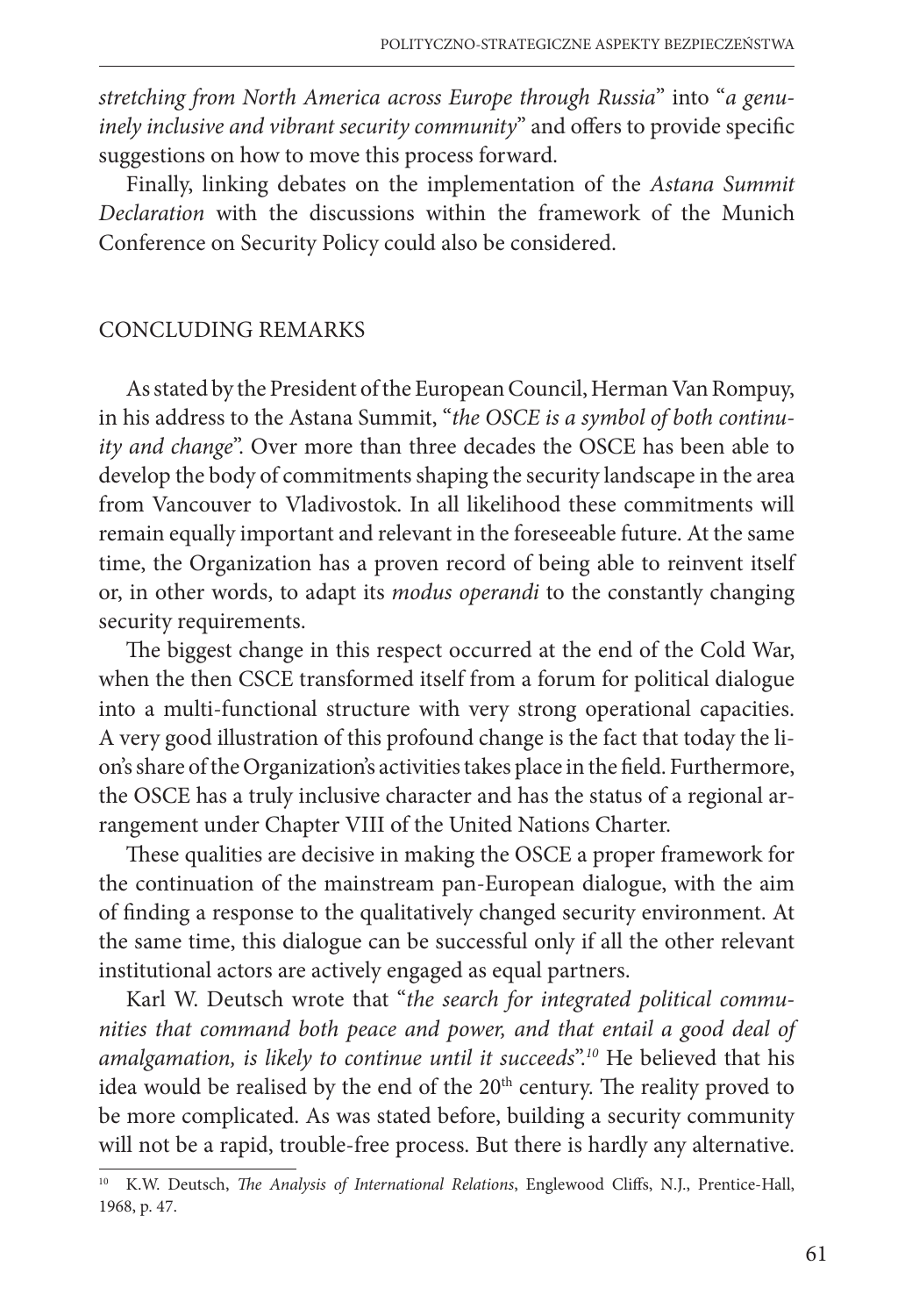*stretching from North America across Europe through Russia*" into "*a genuinely inclusive and vibrant security community*" and offers to provide specific suggestions on how to move this process forward.

Finally, linking debates on the implementation of the *Astana Summit Declaration* with the discussions within the framework of the Munich Conference on Security Policy could also be considered.

## CONCLUDING REMARKS

As stated by the President of the European Council, Herman Van Rompuy, in his address to the Astana Summit, "*the OSCE is a symbol of both continuity and change*". Over more than three decades the OSCE has been able to develop the body of commitments shaping the security landscape in the area from Vancouver to Vladivostok. In all likelihood these commitments will remain equally important and relevant in the foreseeable future. At the same time, the Organization has a proven record of being able to reinvent itself or, in other words, to adapt its *modus operandi* to the constantly changing security requirements.

The biggest change in this respect occurred at the end of the Cold War, when the then CSCE transformed itself from a forum for political dialogue into a multi-functional structure with very strong operational capacities. A very good illustration of this profound change is the fact that today the lion's share of the Organization's activities takes place in the field. Furthermore, the OSCE has a truly inclusive character and has the status of a regional arrangement under Chapter VIII of the United Nations Charter.

These qualities are decisive in making the OSCE a proper framework for the continuation of the mainstream pan-European dialogue, with the aim of finding a response to the qualitatively changed security environment. At the same time, this dialogue can be successful only if all the other relevant institutional actors are actively engaged as equal partners.

Karl W. Deutsch wrote that "*the search for integrated political communities that command both peace and power, and that entail a good deal of amalgamation, is likely to continue until it succeeds*".[10] He believed that his idea would be realised by the end of the 20th century. The reality proved to be more complicated. As was stated before, building a security community will not be a rapid, trouble-free process. But there is hardly any alternative.

[10] K.W. Deutsch, *The Analysis of International Relations*, Englewood Cliffs, N.J., Prentice-Hall, 1968, p. 47.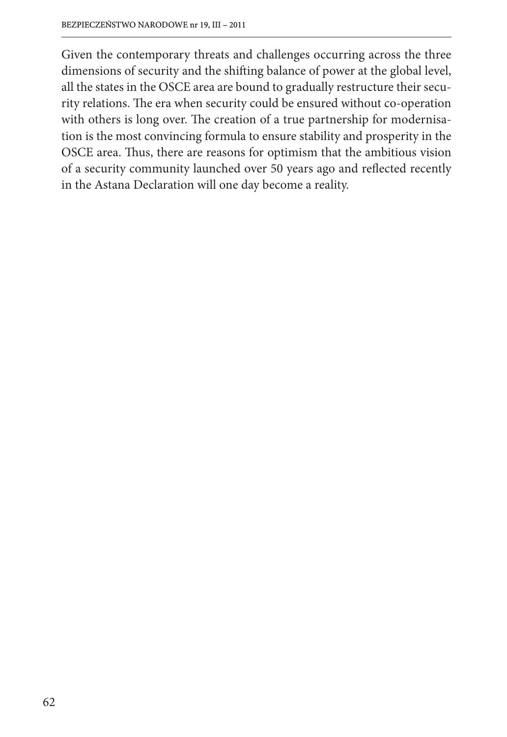Given the contemporary threats and challenges occurring across the three dimensions of security and the shifting balance of power at the global level, all the states in the OSCE area are bound to gradually restructure their security relations. The era when security could be ensured without co-operation with others is long over. The creation of a true partnership for modernisation is the most convincing formula to ensure stability and prosperity in the OSCE area. Thus, there are reasons for optimism that the ambitious vision of a security community launched over 50 years ago and reflected recently in the Astana Declaration will one day become a reality.